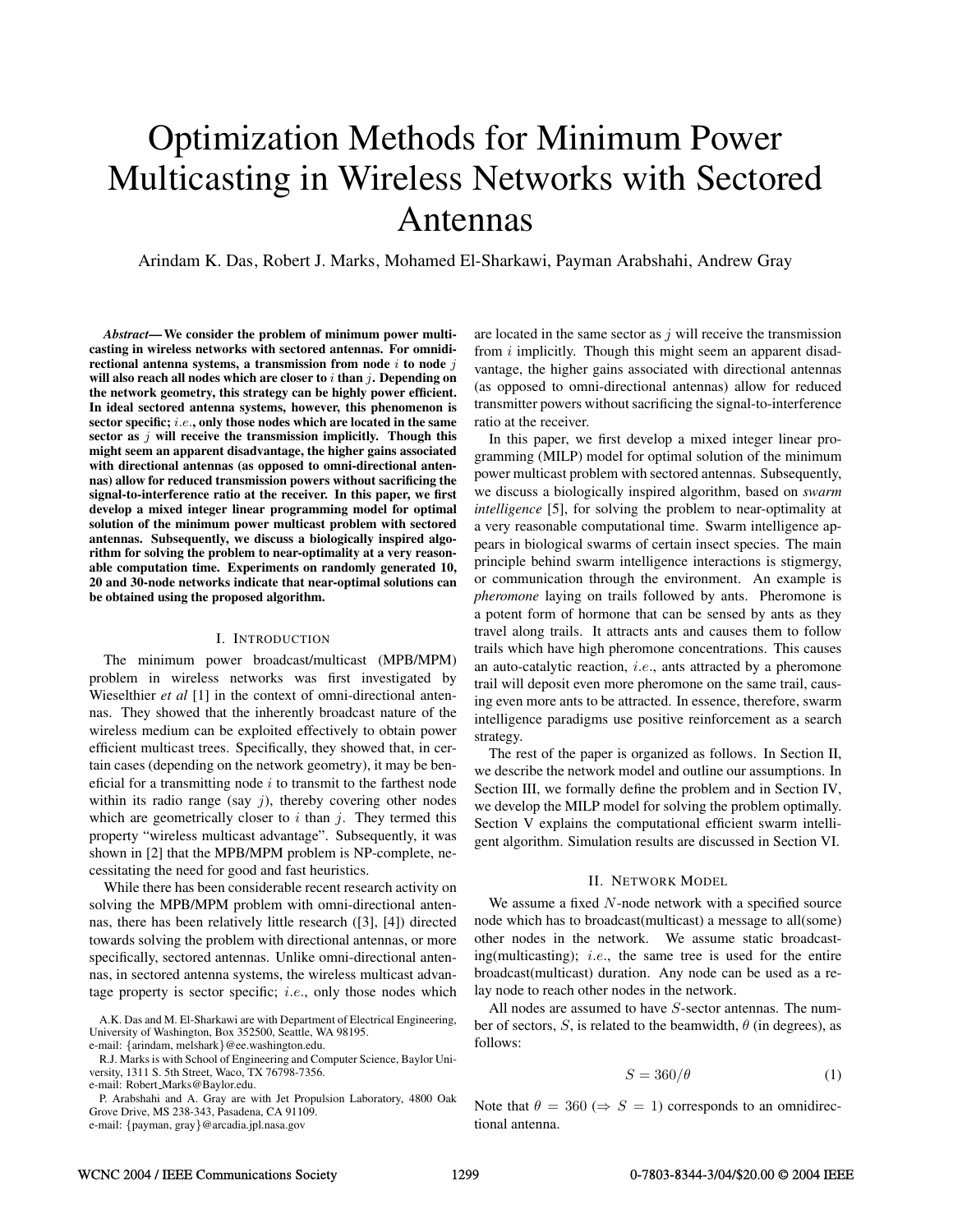# Optimization Methods for Minimum Power Multicasting in Wireless Networks with Sectored Antennas

Arindam K. Das, Robert J. Marks, Mohamed El-Sharkawi, Payman Arabshahi, Andrew Gray

***Abstract*— We consider the problem of minimum power multicasting in wireless networks with sectored antennas. For omnidirectional antenna systems, a transmission from node $i$ to node $j$ will also reach all nodes which are closer to $i$ than $j$. Depending on the network geometry, this strategy can be highly power efficient. In ideal sectored antenna systems, however, this phenomenon is sector specific; *i.e.*, only those nodes which are located in the same sector as $j$ will receive the transmission implicitly. Though this might seem an apparent disadvantage, the higher gains associated with directional antennas (as opposed to omni-directional antennas) allow for reduced transmission powers without sacrificing the signal-to-interference ratio at the receiver. In this paper, we first develop a mixed integer linear programming model for optimal solution of the minimum power multicast problem with sectored antennas. Subsequently, we discuss a biologically inspired algorithm for solving the problem to near-optimality at a very reasonable computation time. Experiments on randomly generated 10, 20 and 30-node networks indicate that near-optimal solutions can be obtained using the proposed algorithm.**

## I. Introduction

The minimum power broadcast/multicast (MPB/MPM) problem in wireless networks was first investigated by Wieselthier *et al* [1] in the context of omni-directional antennas. They showed that the inherently broadcast nature of the wireless medium can be exploited effectively to obtain power efficient multicast trees. Specifically, they showed that, in certain cases (depending on the network geometry), it may be beneficial for a transmitting node $i$ to transmit to the farthest node within its radio range (say $j$), thereby covering other nodes which are geometrically closer to $i$ than $j$. They termed this property "wireless multicast advantage". Subsequently, it was shown in [2] that the MPB/MPM problem is NP-complete, necessitating the need for good and fast heuristics.

While there has been considerable recent research activity on solving the MPB/MPM problem with omni-directional antennas, there has been relatively little research ([3], [4]) directed towards solving the problem with directional antennas, or more specifically, sectored antennas. Unlike omni-directional antennas, in sectored antenna systems, the wireless multicast advantage property is sector specific; *i.e.*, only those nodes which are located in the same sector as $j$ will receive the transmission from $i$ implicitly. Though this might seem an apparent disadvantage, the higher gains associated with directional antennas (as opposed to omni-directional antennas) allow for reduced transmitter powers without sacrificing the signal-to-interference ratio at the receiver.

In this paper, we first develop a mixed integer linear programming (MILP) model for optimal solution of the minimum power multicast problem with sectored antennas. Subsequently, we discuss a biologically inspired algorithm, based on *swarm intelligence* [5], for solving the problem to near-optimality at a very reasonable computational time. Swarm intelligence appears in biological swarms of certain insect species. The main principle behind swarm intelligence interactions is stigmergy, or communication through the environment. An example is *pheromone* laying on trails followed by ants. Pheromone is a potent form of hormone that can be sensed by ants as they travel along trails. It attracts ants and causes them to follow trails which have high pheromone concentrations. This causes an auto-catalytic reaction, *i.e.*, ants attracted by a pheromone trail will deposit even more pheromone on the same trail, causing even more ants to be attracted. In essence, therefore, swarm intelligence paradigms use positive reinforcement as a search strategy.

The rest of the paper is organized as follows. In Section II, we describe the network model and outline our assumptions. In Section III, we formally define the problem and in Section IV, we develop the MILP model for solving the problem optimally. Section V explains the computational efficient swarm intelligent algorithm. Simulation results are discussed in Section VI.

## II. Network Model

We assume a fixed $N$-node network with a specified source node which has to broadcast(multicast) a message to all(some) other nodes in the network. We assume static broadcasting(multicasting); *i.e.*, the same tree is used for the entire broadcast(multicast) duration. Any node can be used as a relay node to reach other nodes in the network.

All nodes are assumed to have $S$-sector antennas. The number of sectors, $S$, is related to the beamwidth, $\theta$ (in degrees), as follows:

$$S = 360/\theta \tag{1}$$

Note that $\theta = 360$ ($\Rightarrow S = 1$) corresponds to an omnidirectional antenna.

A.K. Das and M. El-Sharkawi are with Department of Electrical Engineering, University of Washington, Box 352500, Seattle, WA 98195.
e-mail: {arindam, melshark}@ee.washington.edu.

R.J. Marks is with School of Engineering and Computer Science, Baylor University, 1311 S. 5th Street, Waco, TX 76798-7356.
e-mail: Robert_Marks@Baylor.edu.

P. Arabshahi and A. Gray are with Jet Propulsion Laboratory, 4800 Oak Grove Drive, MS 238-343, Pasadena, CA 91109.
e-mail: {payman, gray}@arcadia.jpl.nasa.gov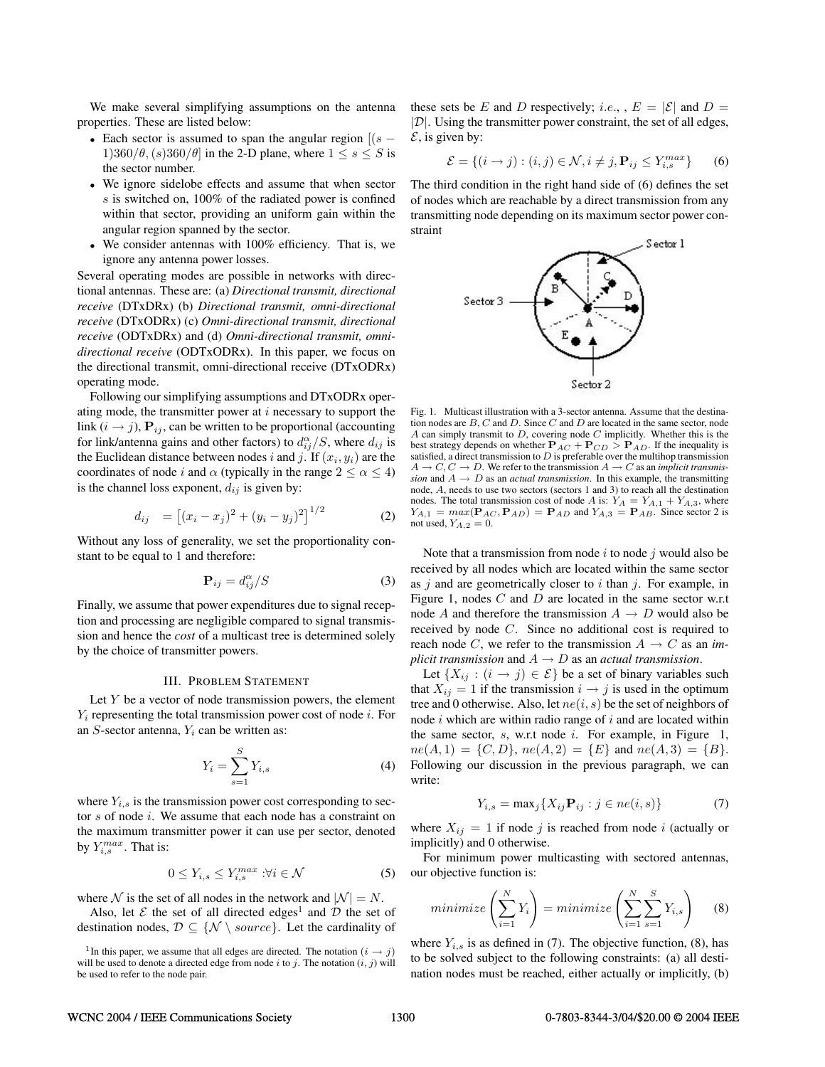We make several simplifying assumptions on the antenna properties. These are listed below:

- Each sector is assumed to span the angular region $[(s-1)360/\theta, (s)360/\theta]$ in the 2-D plane, where $1 \leq s \leq S$ is the sector number.
- We ignore sidelobe effects and assume that when sector $s$ is switched on, 100% of the radiated power is confined within that sector, providing an uniform gain within the angular region spanned by the sector.
- We consider antennas with 100% efficiency. That is, we ignore any antenna power losses.

Several operating modes are possible in networks with directional antennas. These are: (a) *Directional transmit, directional receive* (DTxDRx) (b) *Directional transmit, omni-directional receive* (DTxODRx) (c) *Omni-directional transmit, directional receive* (ODTxDRx) and (d) *Omni-directional transmit, omni-directional receive* (ODTxODRx). In this paper, we focus on the directional transmit, omni-directional receive (DTxODRx) operating mode.

Following our simplifying assumptions and DTxODRx operating mode, the transmitter power at $i$ necessary to support the link $(i \rightarrow j)$, $\mathbf{P}_{ij}$, can be written to be proportional (accounting for link/antenna gains and other factors) to $d_{ij}^{\alpha}/S$, where $d_{ij}$ is the Euclidean distance between nodes $i$ and $j$. If $(x_i, y_i)$ are the coordinates of node $i$ and $\alpha$ (typically in the range $2 \leq \alpha \leq 4$) is the channel loss exponent, $d_{ij}$ is given by:

$$d_{ij} \quad = \left[(x_i - x_j)^2 + (y_i - y_j)^2\right]^{1/2} \tag{2}$$

Without any loss of generality, we set the proportionality constant to be equal to 1 and therefore:

$$\mathbf{P}_{ij} = d_{ij}^{\alpha}/S \tag{3}$$

Finally, we assume that power expenditures due to signal reception and processing are negligible compared to signal transmission and hence the *cost* of a multicast tree is determined solely by the choice of transmitter powers.

## III. Problem Statement

Let $Y$ be a vector of node transmission powers, the element $Y_i$ representing the total transmission power cost of node $i$. For an $S$-sector antenna, $Y_i$ can be written as:

$$Y_i = \sum_{s=1}^{S} Y_{i,s} \tag{4}$$

where $Y_{i,s}$ is the transmission power cost corresponding to sector $s$ of node $i$. We assume that each node has a constraint on the maximum transmitter power it can use per sector, denoted by $Y_{i,s}^{max}$. That is:

$$0 \leq Y_{i,s} \leq Y_{i,s}^{max} : \forall i \in \mathcal{N} \tag{5}$$

where $\mathcal{N}$ is the set of all nodes in the network and $|\mathcal{N}| = N$.

Also, let $\mathcal{E}$ the set of all directed edges[1] and $\mathcal{D}$ the set of destination nodes, $\mathcal{D} \subseteq \{\mathcal{N} \setminus source\}$. Let the cardinality of these sets be $E$ and $D$ respectively; *i.e.,* , $E = |\mathcal{E}|$ and $D = |\mathcal{D}|$. Using the transmitter power constraint, the set of all edges, $\mathcal{E}$, is given by:

$$\mathcal{E} = \{(i \rightarrow j) : (i,j) \in \mathcal{N}, i \neq j, \mathbf{P}_{ij} \leq Y_{i,s}^{max}\} \tag{6}$$

The third condition in the right hand side of (6) defines the set of nodes which are reachable by a direct transmission from any transmitting node depending on its maximum sector power constraint

Fig. 1. Multicast illustration with a 3-sector antenna. Assume that the destination nodes are $B$, $C$ and $D$. Since $C$ and $D$ are located in the same sector, node $A$ can simply transmit to $D$, covering node $C$ implicitly. Whether this is the best strategy depends on whether $\mathbf{P}_{AC} + \mathbf{P}_{CD} > \mathbf{P}_{AD}$. If the inequality is satisfied, a direct transmission to $D$ is preferable over the multihop transmission $A \rightarrow C, C \rightarrow D$. We refer to the transmission $A \rightarrow C$ as an *implicit transmission* and $A \rightarrow D$ as an *actual transmission*. In this example, the transmitting node, $A$, needs to use two sectors (sectors 1 and 3) to reach all the destination nodes. The total transmission cost of node $A$ is: $Y_A = Y_{A,1} + Y_{A,3}$, where $Y_{A,1} = max(\mathbf{P}_{AC}, \mathbf{P}_{AD}) = \mathbf{P}_{AD}$ and $Y_{A,3} = \mathbf{P}_{AB}$. Since sector 2 is not used, $Y_{A,2} = 0$.

Note that a transmission from node $i$ to node $j$ would also be received by all nodes which are located within the same sector as $j$ and are geometrically closer to $i$ than $j$. For example, in Figure 1, nodes $C$ and $D$ are located in the same sector w.r.t node $A$ and therefore the transmission $A \rightarrow D$ would also be received by node $C$. Since no additional cost is required to reach node $C$, we refer to the transmission $A \rightarrow C$ as an *implicit transmission* and $A \rightarrow D$ as an *actual transmission*.

Let $\{X_{ij} : (i \rightarrow j) \in \mathcal{E}\}$ be a set of binary variables such that $X_{ij} = 1$ if the transmission $i \rightarrow j$ is used in the optimum tree and 0 otherwise. Also, let $ne(i,s)$ be the set of neighbors of node $i$ which are within radio range of $i$ and are located within the same sector, $s$, w.r.t node $i$. For example, in Figure 1, $ne(A,1) = \{C, D\}$, $ne(A,2) = \{E\}$ and $ne(A,3) = \{B\}$. Following our discussion in the previous paragraph, we can write:

$$Y_{i,s} = \max_j\{X_{ij}\mathbf{P}_{ij} : j \in ne(i,s)\} \tag{7}$$

where $X_{ij} = 1$ if node $j$ is reached from node $i$ (actually or implicitly) and 0 otherwise.

For minimum power multicasting with sectored antennas, our objective function is:

$$minimize\left(\sum_{i=1}^{N} Y_i\right) = minimize\left(\sum_{i=1}^{N}\sum_{s=1}^{S} Y_{i,s}\right) \tag{8}$$

where $Y_{i,s}$ is as defined in (7). The objective function, (8), has to be solved subject to the following constraints: (a) all destination nodes must be reached, either actually or implicitly, (b)

[1] In this paper, we assume that all edges are directed. The notation $(i \rightarrow j)$ will be used to denote a directed edge from node $i$ to $j$. The notation $(i,j)$ will be used to refer to the node pair.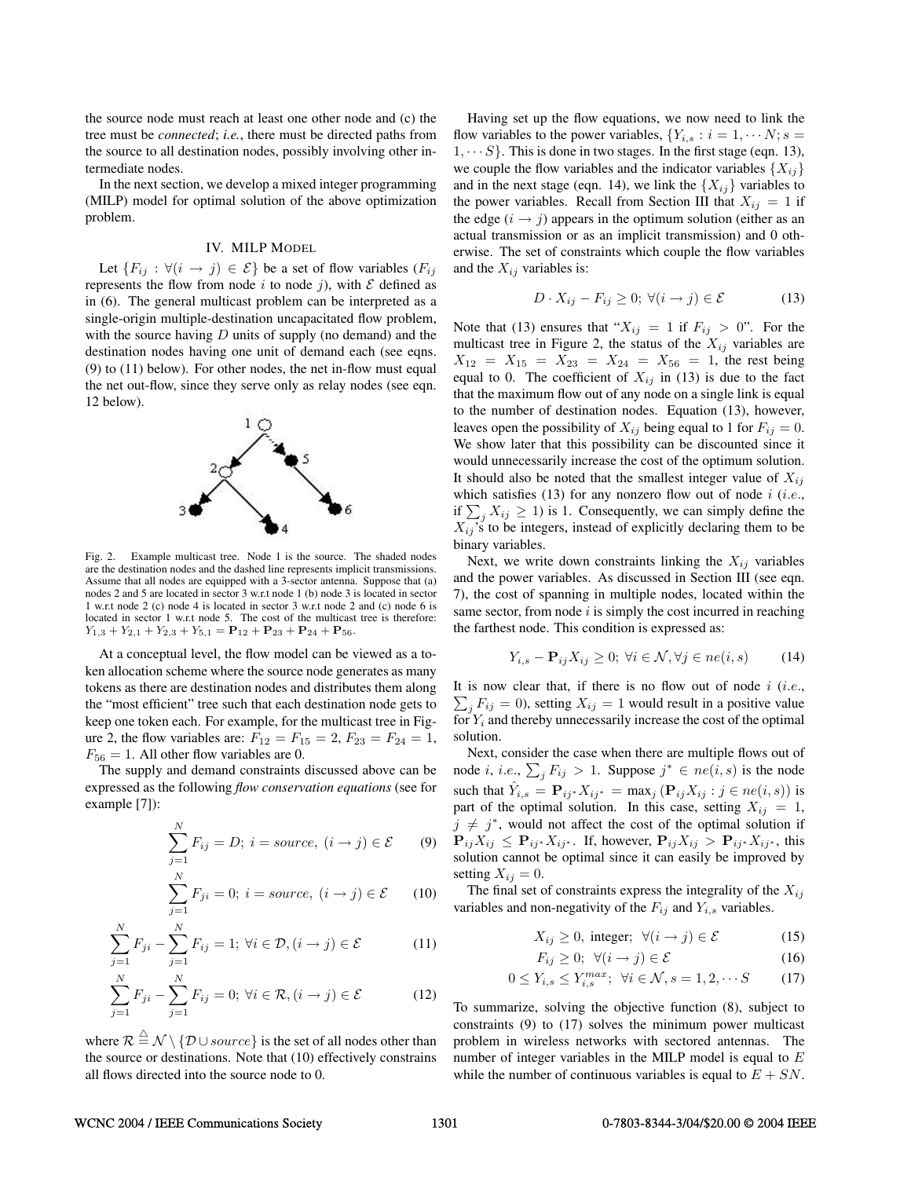the source node must reach at least one other node and (c) the tree must be *connected*; *i.e.*, there must be directed paths from the source to all destination nodes, possibly involving other intermediate nodes.

In the next section, we develop a mixed integer programming (MILP) model for optimal solution of the above optimization problem.

## IV. MILP Model

Let $\{F_{ij} : \forall (i \rightarrow j) \in \mathcal{E}\}$ be a set of flow variables ($F_{ij}$ represents the flow from node $i$ to node $j$), with $\mathcal{E}$ defined as in (6). The general multicast problem can be interpreted as a single-origin multiple-destination uncapacitated flow problem, with the source having $D$ units of supply (no demand) and the destination nodes having one unit of demand each (see eqns. (9) to (11) below). For other nodes, the net in-flow must equal the net out-flow, since they serve only as relay nodes (see eqn. 12 below).

Fig. 2. Example multicast tree. Node 1 is the source. The shaded nodes are the destination nodes and the dashed line represents implicit transmissions. Assume that all nodes are equipped with a 3-sector antenna. Suppose that (a) nodes 2 and 5 are located in sector 3 w.r.t node 1 (b) node 3 is located in sector 1 w.r.t node 2 (c) node 4 is located in sector 3 w.r.t node 2 and (c) node 6 is located in sector 1 w.r.t node 5. The cost of the multicast tree is therefore: $Y_{1,3} + Y_{2,1} + Y_{2,3} + Y_{5,1} = \mathbf{P}_{12} + \mathbf{P}_{23} + \mathbf{P}_{24} + \mathbf{P}_{56}$.

At a conceptual level, the flow model can be viewed as a token allocation scheme where the source node generates as many tokens as there are destination nodes and distributes them along the "most efficient" tree such that each destination node gets to keep one token each. For example, for the multicast tree in Figure 2, the flow variables are: $F_{12} = F_{15} = 2$, $F_{23} = F_{24} = 1$, $F_{56} = 1$. All other flow variables are 0.

The supply and demand constraints discussed above can be expressed as the following *flow conservation equations* (see for example [7]):

$$\sum_{j=1}^{N} F_{ij} = D;\ i = source,\ (i \rightarrow j) \in \mathcal{E} \tag{9}$$

$$\sum_{j=1}^{N} F_{ji} = 0;\ i = source,\ (i \rightarrow j) \in \mathcal{E} \tag{10}$$

$$\sum_{j=1}^{N} F_{ji} - \sum_{j=1}^{N} F_{ij} = 1;\ \forall i \in \mathcal{D}, (i \rightarrow j) \in \mathcal{E} \tag{11}$$

$$\sum_{j=1}^{N} F_{ji} - \sum_{j=1}^{N} F_{ij} = 0;\ \forall i \in \mathcal{R}, (i \rightarrow j) \in \mathcal{E} \tag{12}$$

where $\mathcal{R} \triangleq \mathcal{N} \setminus \{\mathcal{D} \cup source\}$ is the set of all nodes other than the source or destinations. Note that (10) effectively constrains all flows directed into the source node to 0.

Having set up the flow equations, we now need to link the flow variables to the power variables, $\{Y_{i,s} : i = 1, \cdots N; s = 1, \cdots S\}$. This is done in two stages. In the first stage (eqn. 13), we couple the flow variables and the indicator variables $\{X_{ij}\}$ and in the next stage (eqn. 14), we link the $\{X_{ij}\}$ variables to the power variables. Recall from Section III that $X_{ij} = 1$ if the edge $(i \rightarrow j)$ appears in the optimum solution (either as an actual transmission or as an implicit transmission) and 0 otherwise. The set of constraints which couple the flow variables and the $X_{ij}$ variables is:

$$D \cdot X_{ij} - F_{ij} \geq 0;\ \forall (i \rightarrow j) \in \mathcal{E} \tag{13}$$

Note that (13) ensures that "$X_{ij} = 1$ if $F_{ij} > 0$". For the multicast tree in Figure 2, the status of the $X_{ij}$ variables are $X_{12} = X_{15} = X_{23} = X_{24} = X_{56} = 1$, the rest being equal to 0. The coefficient of $X_{ij}$ in (13) is due to the fact that the maximum flow out of any node on a single link is equal to the number of destination nodes. Equation (13), however, leaves open the possibility of $X_{ij}$ being equal to 1 for $F_{ij} = 0$. We show later that this possibility can be discounted since it would unnecessarily increase the cost of the optimum solution. It should also be noted that the smallest integer value of $X_{ij}$ which satisfies (13) for any nonzero flow out of node $i$ (*i.e.*, if $\sum_j X_{ij} \geq 1$) is 1. Consequently, we can simply define the $X_{ij}$'s to be integers, instead of explicitly declaring them to be binary variables.

Next, we write down constraints linking the $X_{ij}$ variables and the power variables. As discussed in Section III (see eqn. 7), the cost of spanning in multiple nodes, located within the same sector, from node $i$ is simply the cost incurred in reaching the farthest node. This condition is expressed as:

$$Y_{i,s} - \mathbf{P}_{ij} X_{ij} \geq 0;\ \forall i \in \mathcal{N}, \forall j \in ne(i,s) \tag{14}$$

It is now clear that, if there is no flow out of node $i$ (*i.e.*, $\sum_j F_{ij} = 0$), setting $X_{ij} = 1$ would result in a positive value for $Y_i$ and thereby unnecessarily increase the cost of the optimal solution.

Next, consider the case when there are multiple flows out of node $i$, *i.e.*, $\sum_j F_{ij} > 1$. Suppose $j^* \in ne(i,s)$ is the node such that $\hat{Y}_{i,s} = \mathbf{P}_{ij^*} X_{ij^*} = \max_j \left(\mathbf{P}_{ij} X_{ij} : j \in ne(i,s)\right)$ is part of the optimal solution. In this case, setting $X_{ij} = 1$, $j \neq j^*$, would not affect the cost of the optimal solution if $\mathbf{P}_{ij} X_{ij} \leq \mathbf{P}_{ij^*} X_{ij^*}$. If, however, $\mathbf{P}_{ij} X_{ij} > \mathbf{P}_{ij^*} X_{ij^*}$, this solution cannot be optimal since it can easily be improved by setting $X_{ij} = 0$.

The final set of constraints express the integrality of the $X_{ij}$ variables and non-negativity of the $F_{ij}$ and $Y_{i,s}$ variables.

$$X_{ij} \geq 0,\ \text{integer};\ \ \forall (i \rightarrow j) \in \mathcal{E} \tag{15}$$

$$F_{ij} \geq 0;\ \ \forall (i \rightarrow j) \in \mathcal{E} \tag{16}$$

$$0 \leq Y_{i,s} \leq Y_{i,s}^{max};\ \ \forall i \in \mathcal{N}, s = 1, 2, \cdots S \tag{17}$$

To summarize, solving the objective function (8), subject to constraints (9) to (17) solves the minimum power multicast problem in wireless networks with sectored antennas. The number of integer variables in the MILP model is equal to $E$ while the number of continuous variables is equal to $E + SN$.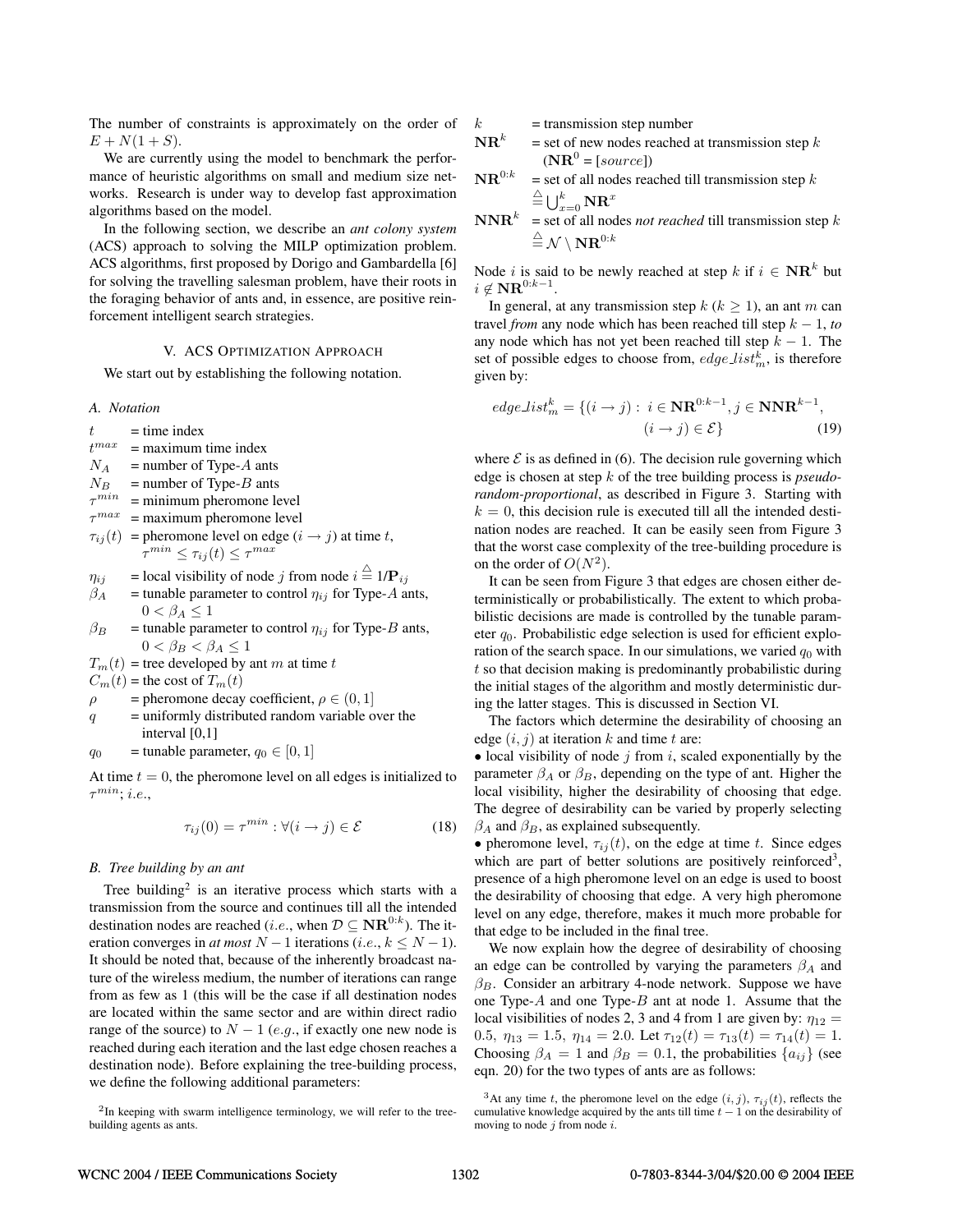The number of constraints is approximately on the order of $E + N(1 + S)$.

We are currently using the model to benchmark the performance of heuristic algorithms on small and medium size networks. Research is under way to develop fast approximation algorithms based on the model.

In the following section, we describe an *ant colony system* (ACS) approach to solving the MILP optimization problem. ACS algorithms, first proposed by Dorigo and Gambardella [6] for solving the travelling salesman problem, have their roots in the foraging behavior of ants and, in essence, are positive reinforcement intelligent search strategies.

## V. ACS Optimization Approach

We start out by establishing the following notation.

### A. Notation

- $t$ = time index
- $t^{max}$ = maximum time index
- $N_A$ = number of Type-$A$ ants
- $N_B$ = number of Type-$B$ ants
- $\tau^{min}$ = minimum pheromone level
- $\tau^{max}$ = maximum pheromone level
- $\tau_{ij}(t)$ = pheromone level on edge $(i \to j)$ at time $t$, $\tau^{min} \le \tau_{ij}(t) \le \tau^{max}$
- $\eta_{ij}$ = local visibility of node $j$ from node $i \triangleq 1/\mathbf{P}_{ij}$
- $\beta_A$ = tunable parameter to control $\eta_{ij}$ for Type-$A$ ants, $0 < \beta_A \le 1$
- $\beta_B$ = tunable parameter to control $\eta_{ij}$ for Type-$B$ ants, $0 < \beta_B < \beta_A \le 1$
- $T_m(t)$ = tree developed by ant $m$ at time $t$
- $C_m(t)$ = the cost of $T_m(t)$
- $\rho$ = pheromone decay coefficient, $\rho \in (0, 1]$
- $q$ = uniformly distributed random variable over the interval [0,1]
- $q_0$ = tunable parameter, $q_0 \in [0, 1]$

At time $t = 0$, the pheromone level on all edges is initialized to $\tau^{min}$; *i.e.*,

$$\tau_{ij}(0) = \tau^{min} : \forall (i \to j) \in \mathcal{E} \tag{18}$$

### B. Tree building by an ant

Tree building[2] is an iterative process which starts with a transmission from the source and continues till all the intended destination nodes are reached (*i.e.*, when $\mathcal{D} \subseteq \mathbf{NR}^{0:k}$). The iteration converges in *at most* $N - 1$ iterations (*i.e.*, $k \le N - 1$). It should be noted that, because of the inherently broadcast nature of the wireless medium, the number of iterations can range from as few as 1 (this will be the case if all destination nodes are located within the same sector and are within direct radio range of the source) to $N - 1$ (*e.g.*, if exactly one new node is reached during each iteration and the last edge chosen reaches a destination node). Before explaining the tree-building process, we define the following additional parameters:

- $k$ = transmission step number
- $\mathbf{NR}^k$ = set of new nodes reached at transmission step $k$ ($\mathbf{NR}^0 = [source]$)
- $\mathbf{NR}^{0:k}$ = set of all nodes reached till transmission step $k$ $\triangleq \bigcup_{x=0}^{k} \mathbf{NR}^x$
- $\mathbf{NNR}^k$ = set of all nodes *not reached* till transmission step $k$ $\triangleq \mathcal{N} \setminus \mathbf{NR}^{0:k}$

Node $i$ is said to be newly reached at step $k$ if $i \in \mathbf{NR}^k$ but $i \notin \mathbf{NR}^{0:k-1}$.

In general, at any transmission step $k$ ($k \ge 1$), an ant $m$ can travel *from* any node which has been reached till step $k - 1$, *to* any node which has not yet been reached till step $k - 1$. The set of possible edges to choose from, $edge\_list_m^k$, is therefore given by:

$$edge\_list_m^k = \{(i \to j) : \; i \in \mathbf{NR}^{0:k-1}, j \in \mathbf{NNR}^{k-1}, (i \to j) \in \mathcal{E}\} \tag{19}$$

where $\mathcal{E}$ is as defined in (6). The decision rule governing which edge is chosen at step $k$ of the tree building process is *pseudo-random-proportional*, as described in Figure 3. Starting with $k = 0$, this decision rule is executed till all the intended destination nodes are reached. It can be easily seen from Figure 3 that the worst case complexity of the tree-building procedure is on the order of $O(N^2)$.

It can be seen from Figure 3 that edges are chosen either deterministically or probabilistically. The extent to which probabilistic decisions are made is controlled by the tunable parameter $q_0$. Probabilistic edge selection is used for efficient exploration of the search space. In our simulations, we varied $q_0$ with $t$ so that decision making is predominantly probabilistic during the initial stages of the algorithm and mostly deterministic during the latter stages. This is discussed in Section VI.

The factors which determine the desirability of choosing an edge $(i, j)$ at iteration $k$ and time $t$ are:

- local visibility of node $j$ from $i$, scaled exponentially by the parameter $\beta_A$ or $\beta_B$, depending on the type of ant. Higher the local visibility, higher the desirability of choosing that edge. The degree of desirability can be varied by properly selecting $\beta_A$ and $\beta_B$, as explained subsequently.
- pheromone level, $\tau_{ij}(t)$, on the edge at time $t$. Since edges which are part of better solutions are positively reinforced[3], presence of a high pheromone level on an edge is used to boost the desirability of choosing that edge. A very high pheromone level on any edge, therefore, makes it much more probable for that edge to be included in the final tree.

We now explain how the degree of desirability of choosing an edge can be controlled by varying the parameters $\beta_A$ and $\beta_B$. Consider an arbitrary 4-node network. Suppose we have one Type-$A$ and one Type-$B$ ant at node 1. Assume that the local visibilities of nodes 2, 3 and 4 from 1 are given by: $\eta_{12} = 0.5$, $\eta_{13} = 1.5$, $\eta_{14} = 2.0$. Let $\tau_{12}(t) = \tau_{13}(t) = \tau_{14}(t) = 1$. Choosing $\beta_A = 1$ and $\beta_B = 0.1$, the probabilities $\{a_{ij}\}$ (see eqn. 20) for the two types of ants are as follows:

[2] In keeping with swarm intelligence terminology, we will refer to the tree-building agents as ants.

[3] At any time $t$, the pheromone level on the edge $(i, j)$, $\tau_{ij}(t)$, reflects the cumulative knowledge acquired by the ants till time $t - 1$ on the desirability of moving to node $j$ from node $i$.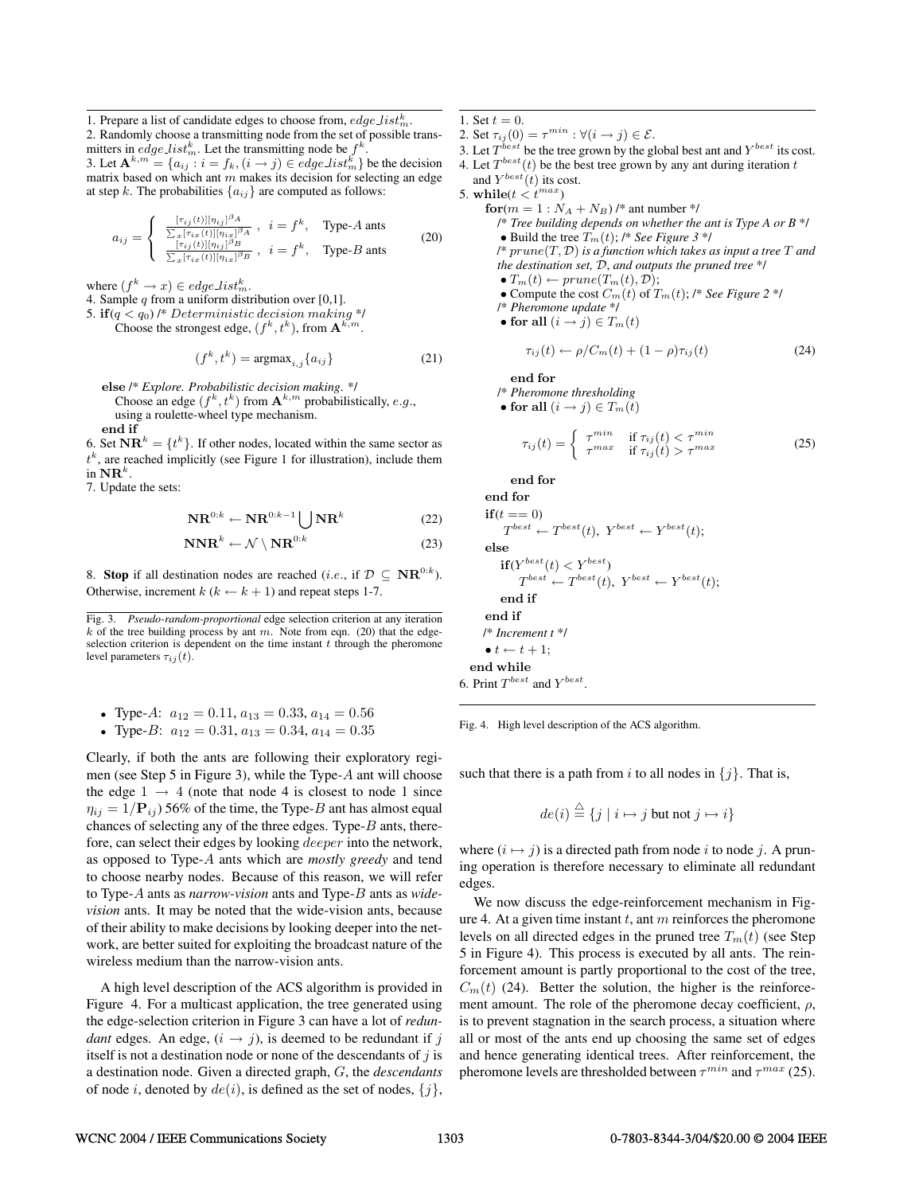1. Prepare a list of candidate edges to choose from, $edge\_list_m^k$.
2. Randomly choose a transmitting node from the set of possible transmitters in $edge\_list_m^k$. Let the transmitting node be $f^k$.
3. Let $\mathbf{A}^{k,m} = \{a_{ij} : i = f_k, (i \to j) \in edge\_list_m^k\}$ be the decision matrix based on which ant $m$ makes its decision for selecting an edge at step $k$. The probabilities $\{a_{ij}\}$ are computed as follows:

$$a_{ij} = \begin{cases} \frac{[\tau_{ij}(t)][\eta_{ij}]^{\beta_A}}{\sum_x [\tau_{ix}(t)][\eta_{ix}]^{\beta_A}}, & i = f^k, \quad \text{Type-}A \text{ ants} \\ \frac{[\tau_{ij}(t)][\eta_{ij}]^{\beta_B}}{\sum_x [\tau_{ix}(t)][\eta_{ix}]^{\beta_B}}, & i = f^k, \quad \text{Type-}B \text{ ants} \end{cases} \tag{20}$$

where $(f^k \to x) \in edge\_list_m^k$.
4. Sample $q$ from a uniform distribution over [0,1].
5. **if**($q < q_0$) /* *Deterministic decision making* */
Choose the strongest edge, $(f^k, t^k)$, from $\mathbf{A}^{k,m}$.

$$(f^k, t^k) = \text{argmax}_{i,j}\{a_{ij}\} \tag{21}$$

**else** /* *Explore. Probabilistic decision making.* */
Choose an edge $(f^k, t^k)$ from $\mathbf{A}^{k,m}$ probabilistically, *e.g.*, using a roulette-wheel type mechanism.
**end if**
6. Set $\mathbf{NR}^k = \{t^k\}$. If other nodes, located within the same sector as $t^k$, are reached implicitly (see Figure 1 for illustration), include them in $\mathbf{NR}^k$.
7. Update the sets:

$$\mathbf{NR}^{0:k} \leftarrow \mathbf{NR}^{0:k-1} \bigcup \mathbf{NR}^k \tag{22}$$

$$\mathbf{NNR}^k \leftarrow \mathcal{N} \setminus \mathbf{NR}^{0:k} \tag{23}$$

8. **Stop** if all destination nodes are reached (*i.e.*, if $\mathcal{D} \subseteq \mathbf{NR}^{0:k}$). Otherwise, increment $k$ ($k \leftarrow k+1$) and repeat steps 1-7.

Fig. 3. *Pseudo-random-proportional* edge selection criterion at any iteration $k$ of the tree building process by ant $m$. Note from eqn. (20) that the edge-selection criterion is dependent on the time instant $t$ through the pheromone level parameters $\tau_{ij}(t)$.

- Type-$A$: $a_{12} = 0.11$, $a_{13} = 0.33$, $a_{14} = 0.56$
- Type-$B$: $a_{12} = 0.31$, $a_{13} = 0.34$, $a_{14} = 0.35$

Clearly, if both the ants are following their exploratory regimen (see Step 5 in Figure 3), while the Type-$A$ ant will choose the edge $1 \to 4$ (note that node 4 is closest to node 1 since $\eta_{ij} = 1/\mathbf{P}_{ij}$) 56% of the time, the Type-$B$ ant has almost equal chances of selecting any of the three edges. Type-$B$ ants, therefore, can select their edges by looking *deeper* into the network, as opposed to Type-$A$ ants which are *mostly greedy* and tend to choose nearby nodes. Because of this reason, we will refer to Type-$A$ ants as *narrow-vision* ants and Type-$B$ ants as *wide-vision* ants. It may be noted that the wide-vision ants, because of their ability to make decisions by looking deeper into the network, are better suited for exploiting the broadcast nature of the wireless medium than the narrow-vision ants.

A high level description of the ACS algorithm is provided in Figure 4. For a multicast application, the tree generated using the edge-selection criterion in Figure 3 can have a lot of *redundant* edges. An edge, $(i \to j)$, is deemed to be redundant if $j$ itself is not a destination node or none of the descendants of $j$ is a destination node. Given a directed graph, $G$, the *descendants* of node $i$, denoted by $de(i)$, is defined as the set of nodes, $\{j\}$,

1. Set $t = 0$.
2. Set $\tau_{ij}(0) = \tau^{min} : \forall (i \to j) \in \mathcal{E}$.
3. Let $T^{best}$ be the tree grown by the global best ant and $Y^{best}$ its cost.
4. Let $T^{best}(t)$ be the best tree grown by any ant during iteration $t$ and $Y^{best}(t)$ its cost.
5. **while**($t < t^{max}$)
**for**($m = 1 : N_A + N_B$) /* ant number */
/* *Tree building depends on whether the ant is Type A or B* */
• Build the tree $T_m(t)$; /* *See Figure 3* */
/* $prune(T, \mathcal{D})$ *is a function which takes as input a tree T and the destination set,* $\mathcal{D}$, *and outputs the pruned tree* */
• $T_m(t) \leftarrow prune(T_m(t), \mathcal{D})$;
• Compute the cost $C_m(t)$ of $T_m(t)$; /* *See Figure 2* */
/* *Pheromone update* */
• **for all** $(i \to j) \in T_m(t)$

$$\tau_{ij}(t) \leftarrow \rho / C_m(t) + (1 - \rho)\tau_{ij}(t) \tag{24}$$

**end for**
/* *Pheromone thresholding*
• **for all** $(i \to j) \in T_m(t)$

$$\tau_{ij}(t) = \begin{cases} \tau^{min} & \text{if } \tau_{ij}(t) < \tau^{min} \\ \tau^{max} & \text{if } \tau_{ij}(t) > \tau^{max} \end{cases} \tag{25}$$

**end for**
**end for**
**if**($t == 0$)
$T^{best} \leftarrow T^{best}(t),\ Y^{best} \leftarrow Y^{best}(t)$;
**else**
**if**($Y^{best}(t) < Y^{best}$)
$T^{best} \leftarrow T^{best}(t),\ Y^{best} \leftarrow Y^{best}(t)$;
**end if**
**end if**
/* *Increment t* */
• $t \leftarrow t + 1$;
**end while**
6. Print $T^{best}$ and $Y^{best}$.

Fig. 4. High level description of the ACS algorithm.

such that there is a path from $i$ to all nodes in $\{j\}$. That is,

$$de(i) \stackrel{\triangle}{=} \{j \mid i \mapsto j \text{ but not } j \mapsto i\}$$

where $(i \mapsto j)$ is a directed path from node $i$ to node $j$. A pruning operation is therefore necessary to eliminate all redundant edges.

We now discuss the edge-reinforcement mechanism in Figure 4. At a given time instant $t$, ant $m$ reinforces the pheromone levels on all directed edges in the pruned tree $T_m(t)$ (see Step 5 in Figure 4). This process is executed by all ants. The reinforcement amount is partly proportional to the cost of the tree, $C_m(t)$ (24). Better the solution, the higher is the reinforcement amount. The role of the pheromone decay coefficient, $\rho$, is to prevent stagnation in the search process, a situation where all or most of the ants end up choosing the same set of edges and hence generating identical trees. After reinforcement, the pheromone levels are thresholded between $\tau^{min}$ and $\tau^{max}$ (25).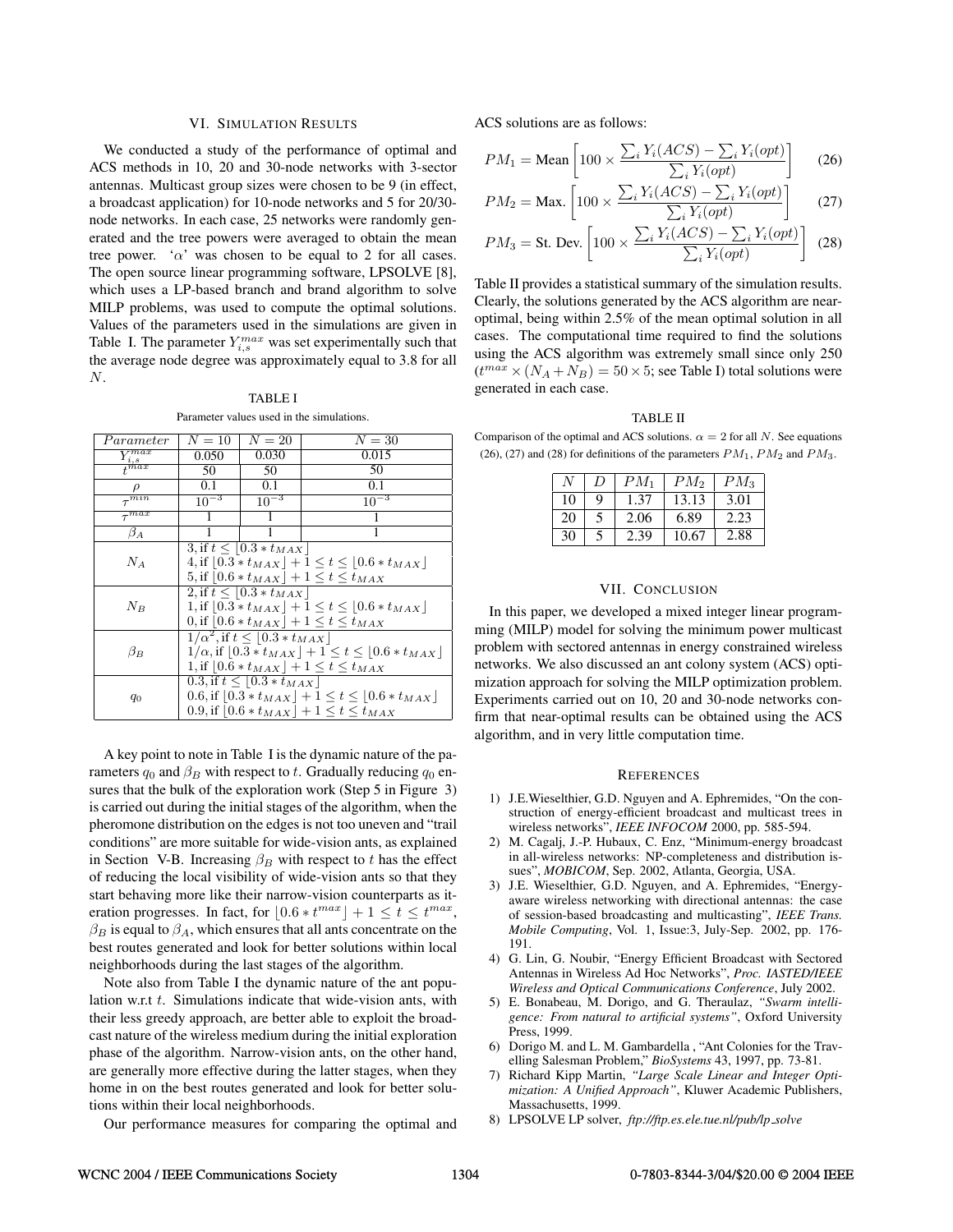## VI. Simulation Results

We conducted a study of the performance of optimal and ACS methods in 10, 20 and 30-node networks with 3-sector antennas. Multicast group sizes were chosen to be 9 (in effect, a broadcast application) for 10-node networks and 5 for 20/30-node networks. In each case, 25 networks were randomly generated and the tree powers were averaged to obtain the mean tree power. '$\alpha$' was chosen to be equal to 2 for all cases. The open source linear programming software, LPSOLVE [8], which uses a LP-based branch and brand algorithm to solve MILP problems, was used to compute the optimal solutions. Values of the parameters used in the simulations are given in Table I. The parameter $Y_{i,s}^{max}$ was set experimentally such that the average node degree was approximately equal to 3.8 for all $N$.

TABLE I

Parameter values used in the simulations.

| $Parameter$ | $N = 10$ | $N = 20$ | $N = 30$ |
|---|---|---|---|
| $Y_{i,s}^{max}$ | 0.050 | 0.030 | 0.015 |
| $t^{max}$ | 50 | 50 | 50 |
| $\rho$ | 0.1 | 0.1 | 0.1 |
| $\tau^{min}$ | $10^{-3}$ | $10^{-3}$ | $10^{-3}$ |
| $\tau^{max}$ | 1 | 1 | 1 |
| $\beta_A$ | 1 | 1 | 1 |
| $N_A$ | 3, if $t \leq \lfloor 0.3 * t_{MAX} \rfloor$<br>4, if $\lfloor 0.3 * t_{MAX} \rfloor + 1 \leq t \leq \lfloor 0.6 * t_{MAX} \rfloor$<br>5, if $\lfloor 0.6 * t_{MAX} \rfloor + 1 \leq t \leq t_{MAX}$ | | |
| $N_B$ | 2, if $t \leq \lfloor 0.3 * t_{MAX} \rfloor$<br>1, if $\lfloor 0.3 * t_{MAX} \rfloor + 1 \leq t \leq \lfloor 0.6 * t_{MAX} \rfloor$<br>0, if $\lfloor 0.6 * t_{MAX} \rfloor + 1 \leq t \leq t_{MAX}$ | | |
| $\beta_B$ | $1/\alpha^2$, if $t \leq \lfloor 0.3 * t_{MAX} \rfloor$<br>$1/\alpha$, if $\lfloor 0.3 * t_{MAX} \rfloor + 1 \leq t \leq \lfloor 0.6 * t_{MAX} \rfloor$<br>1, if $\lfloor 0.6 * t_{MAX} \rfloor + 1 \leq t \leq t_{MAX}$ | | |
| $q_0$ | 0.3, if $t \leq \lfloor 0.3 * t_{MAX} \rfloor$<br>0.6, if $\lfloor 0.3 * t_{MAX} \rfloor + 1 \leq t \leq \lfloor 0.6 * t_{MAX} \rfloor$<br>0.9, if $\lfloor 0.6 * t_{MAX} \rfloor + 1 \leq t \leq t_{MAX}$ | | |

A key point to note in Table I is the dynamic nature of the parameters $q_0$ and $\beta_B$ with respect to $t$. Gradually reducing $q_0$ ensures that the bulk of the exploration work (Step 5 in Figure 3) is carried out during the initial stages of the algorithm, when the pheromone distribution on the edges is not too uneven and "trail conditions" are more suitable for wide-vision ants, as explained in Section V-B. Increasing $\beta_B$ with respect to $t$ has the effect of reducing the local visibility of wide-vision ants so that they start behaving more like their narrow-vision counterparts as iteration progresses. In fact, for $\lfloor 0.6 * t^{max} \rfloor + 1 \leq t \leq t^{max}$, $\beta_B$ is equal to $\beta_A$, which ensures that all ants concentrate on the best routes generated and look for better solutions within local neighborhoods during the last stages of the algorithm.

Note also from Table I the dynamic nature of the ant population w.r.t $t$. Simulations indicate that wide-vision ants, with their less greedy approach, are better able to exploit the broadcast nature of the wireless medium during the initial exploration phase of the algorithm. Narrow-vision ants, on the other hand, are generally more effective during the latter stages, when they home in on the best routes generated and look for better solutions within their local neighborhoods.

Our performance measures for comparing the optimal and ACS solutions are as follows:

$$PM_1 = \text{Mean}\left[100 \times \frac{\sum_i Y_i(ACS) - \sum_i Y_i(opt)}{\sum_i Y_i(opt)}\right] \quad (26)$$

$$PM_2 = \text{Max.}\left[100 \times \frac{\sum_i Y_i(ACS) - \sum_i Y_i(opt)}{\sum_i Y_i(opt)}\right] \quad (27)$$

$$PM_3 = \text{St. Dev.}\left[100 \times \frac{\sum_i Y_i(ACS) - \sum_i Y_i(opt)}{\sum_i Y_i(opt)}\right] \quad (28)$$

Table II provides a statistical summary of the simulation results. Clearly, the solutions generated by the ACS algorithm are near-optimal, being within 2.5% of the mean optimal solution in all cases. The computational time required to find the solutions using the ACS algorithm was extremely small since only 250 ($t^{max} \times (N_A + N_B) = 50 \times 5$; see Table I) total solutions were generated in each case.

TABLE II

Comparison of the optimal and ACS solutions. $\alpha = 2$ for all $N$. See equations (26), (27) and (28) for definitions of the parameters $PM_1$, $PM_2$ and $PM_3$.

| $N$ | $D$ | $PM_1$ | $PM_2$ | $PM_3$ |
|---|---|---|---|---|
| 10 | 9 | 1.37 | 13.13 | 3.01 |
| 20 | 5 | 2.06 | 6.89 | 2.23 |
| 30 | 5 | 2.39 | 10.67 | 2.88 |

## VII. Conclusion

In this paper, we developed a mixed integer linear programming (MILP) model for solving the minimum power multicast problem with sectored antennas in energy constrained wireless networks. We also discussed an ant colony system (ACS) optimization approach for solving the MILP optimization problem. Experiments carried out on 10, 20 and 30-node networks confirm that near-optimal results can be obtained using the ACS algorithm, and in very little computation time.

## References

1) J.E.Wieselthier, G.D. Nguyen and A. Ephremides, "On the construction of energy-efficient broadcast and multicast trees in wireless networks", *IEEE INFOCOM* 2000, pp. 585-594.
2) M. Cagalj, J.-P. Hubaux, C. Enz, "Minimum-energy broadcast in all-wireless networks: NP-completeness and distribution issues", *MOBICOM*, Sep. 2002, Atlanta, Georgia, USA.
3) J.E. Wieselthier, G.D. Nguyen, and A. Ephremides, "Energy-aware wireless networking with directional antennas: the case of session-based broadcasting and multicasting", *IEEE Trans. Mobile Computing*, Vol. 1, Issue:3, July-Sep. 2002, pp. 176-191.
4) G. Lin, G. Noubir, "Energy Efficient Broadcast with Sectored Antennas in Wireless Ad Hoc Networks", *Proc. IASTED/IEEE Wireless and Optical Communications Conference*, July 2002.
5) E. Bonabeau, M. Dorigo, and G. Theraulaz, *"Swarm intelligence: From natural to artificial systems"*, Oxford University Press, 1999.
6) Dorigo M. and L. M. Gambardella , "Ant Colonies for the Travelling Salesman Problem," *BioSystems* 43, 1997, pp. 73-81.
7) Richard Kipp Martin, *"Large Scale Linear and Integer Optimization: A Unified Approach"*, Kluwer Academic Publishers, Massachusetts, 1999.
8) LPSOLVE LP solver, *ftp://ftp.es.ele.tue.nl/pub/lp_solve*